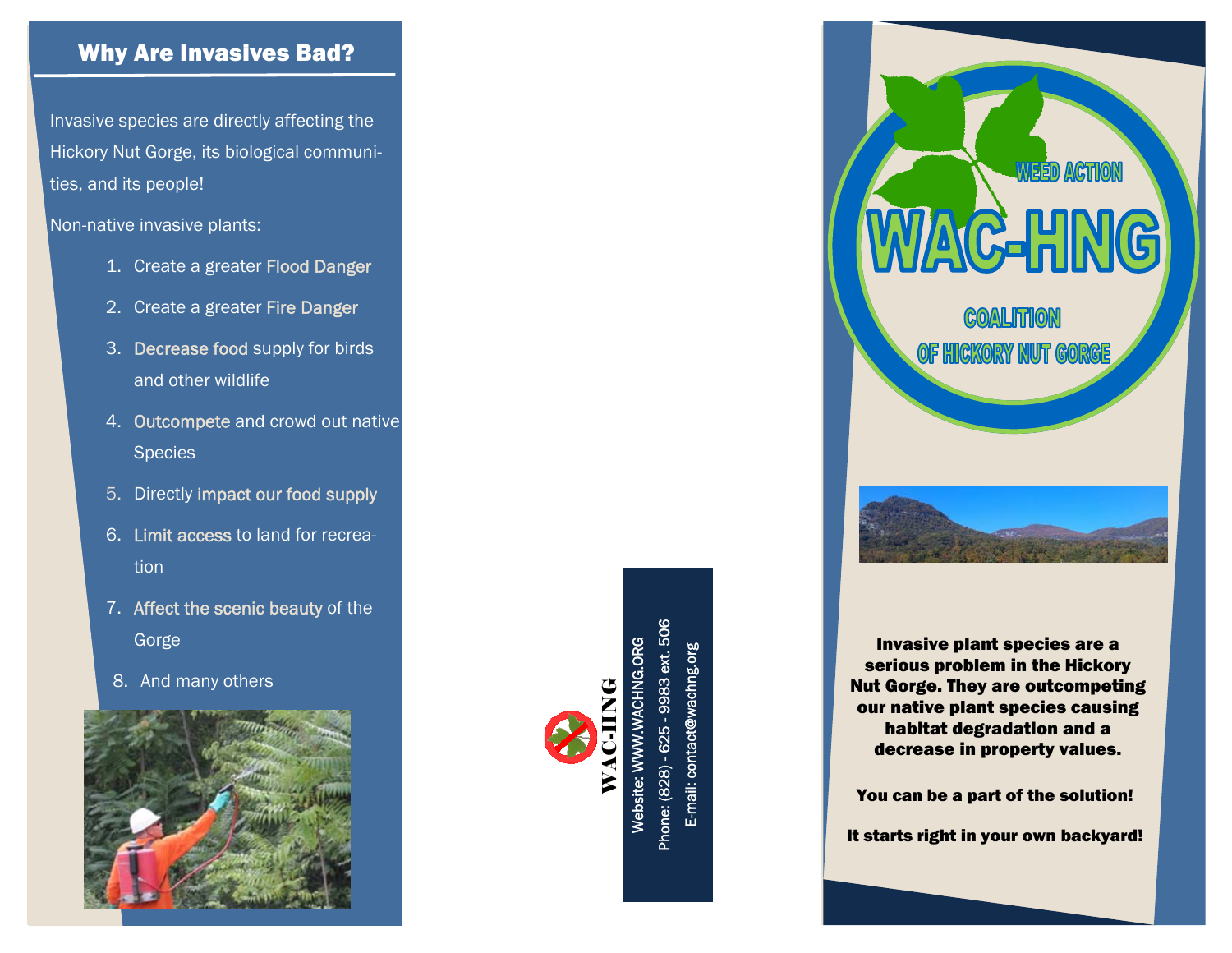## Why Are Invasives Bad?

Invasive species are directly affecting the Hickory Nut Gorge, its biological communities, and its people!

Non-native invasive plants:

1. Create a greater Flood Danger
2. Create a greater Fire Danger
3. Decrease food supply for birds and other wildlife
4. Outcompete and crowd out native Species
5. Directly impact our food supply
6. Limit access to land for recreation
7. Affect the scenic beauty of the Gorge
8. And many others

WAC-HNG

Website: WWW.WACHNG.ORG

Phone: (828) - 625 - 9983 ext. 506

E-mail: contact@wachng.org

WEED ACTION

# WAC-HNG

COALITION

OF HICKORY NUT GORGE

**Invasive plant species are a serious problem in the Hickory Nut Gorge. They are outcompeting our native plant species causing habitat degradation and a decrease in property values.**

**You can be a part of the solution!**

**It starts right in your own backyard!**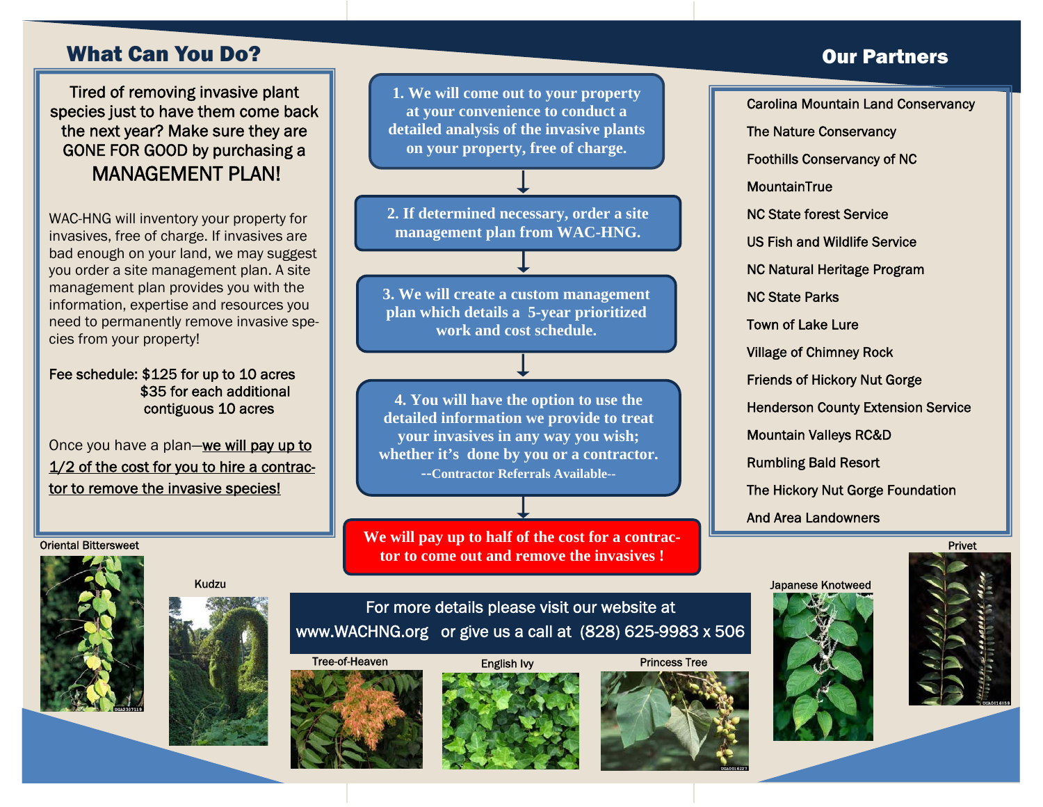## What Can You Do?

Tired of removing invasive plant species just to have them come back the next year? Make sure they are GONE FOR GOOD by purchasing a **MANAGEMENT PLAN!**

WAC-HNG will inventory your property for invasives, free of charge. If invasives are bad enough on your land, we may suggest you order a site management plan. A site management plan provides you with the information, expertise and resources you need to permanently remove invasive species from your property!

Fee schedule: $125 for up to 10 acres
$35 for each additional contiguous 10 acres

Once you have a plan—we will pay up to 1/2 of the cost for you to hire a contractor to remove the invasive species!

**1. We will come out to your property at your convenience to conduct a detailed analysis of the invasive plants on your property, free of charge.**

**2. If determined necessary, order a site management plan from WAC-HNG.**

**3. We will create a custom management plan which details a 5-year prioritized work and cost schedule.**

**4. You will have the option to use the detailed information we provide to treat your invasives in any way you wish; whether it's done by you or a contractor.**
**--Contractor Referrals Available--**

**We will pay up to half of the cost for a contractor to come out and remove the invasives !**

For more details please visit our website at www.WACHNG.org or give us a call at (828) 625-9983 x 506

## Our Partners

- Carolina Mountain Land Conservancy
- The Nature Conservancy
- Foothills Conservancy of NC
- MountainTrue
- NC State forest Service
- US Fish and Wildlife Service
- NC Natural Heritage Program
- NC State Parks
- Town of Lake Lure
- Village of Chimney Rock
- Friends of Hickory Nut Gorge
- Henderson County Extension Service
- Mountain Valleys RC&D
- Rumbling Bald Resort
- The Hickory Nut Gorge Foundation
- And Area Landowners

Oriental Bittersweet

Kudzu

Tree-of-Heaven

English Ivy

Princess Tree

Japanese Knotweed

Privet